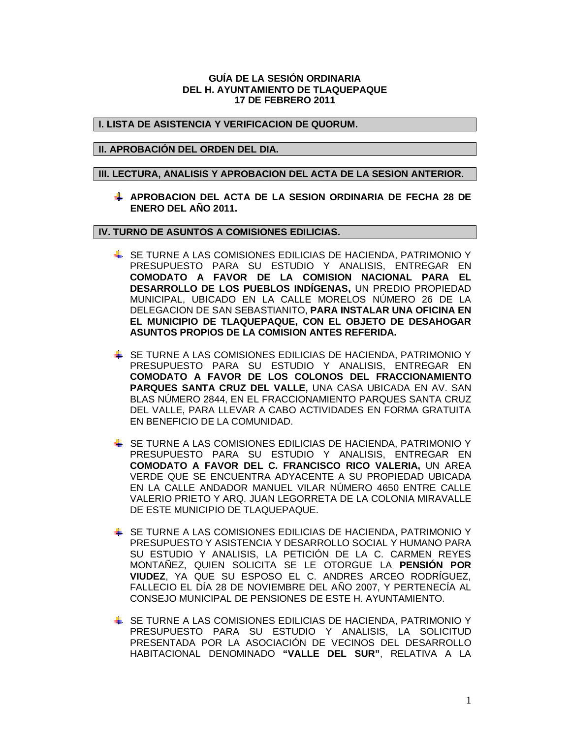**GUÍA DE LA SESIÓN ORDINARIA**
**DEL H. AYUNTAMIENTO DE TLAQUEPAQUE**
**17 DE FEBRERO 2011**

## I. LISTA DE ASISTENCIA Y VERIFICACION DE QUORUM.

## II. APROBACIÓN DEL ORDEN DEL DIA.

## III. LECTURA, ANALISIS Y APROBACION DEL ACTA DE LA SESION ANTERIOR.

- **APROBACION DEL ACTA DE LA SESION ORDINARIA DE FECHA 28 DE ENERO DEL AÑO 2011.**

## IV. TURNO DE ASUNTOS A COMISIONES EDILICIAS.

- SE TURNE A LAS COMISIONES EDILICIAS DE HACIENDA, PATRIMONIO Y PRESUPUESTO PARA SU ESTUDIO Y ANALISIS, ENTREGAR EN **COMODATO A FAVOR DE LA COMISION NACIONAL PARA EL DESARROLLO DE LOS PUEBLOS INDÍGENAS,** UN PREDIO PROPIEDAD MUNICIPAL, UBICADO EN LA CALLE MORELOS NÚMERO 26 DE LA DELEGACION DE SAN SEBASTIANITO, **PARA INSTALAR UNA OFICINA EN EL MUNICIPIO DE TLAQUEPAQUE, CON EL OBJETO DE DESAHOGAR ASUNTOS PROPIOS DE LA COMISION ANTES REFERIDA.**

- SE TURNE A LAS COMISIONES EDILICIAS DE HACIENDA, PATRIMONIO Y PRESUPUESTO PARA SU ESTUDIO Y ANALISIS, ENTREGAR EN **COMODATO A FAVOR DE LOS COLONOS DEL FRACCIONAMIENTO PARQUES SANTA CRUZ DEL VALLE,** UNA CASA UBICADA EN AV. SAN BLAS NÚMERO 2844, EN EL FRACCIONAMIENTO PARQUES SANTA CRUZ DEL VALLE, PARA LLEVAR A CABO ACTIVIDADES EN FORMA GRATUITA EN BENEFICIO DE LA COMUNIDAD.

- SE TURNE A LAS COMISIONES EDILICIAS DE HACIENDA, PATRIMONIO Y PRESUPUESTO PARA SU ESTUDIO Y ANALISIS, ENTREGAR EN **COMODATO A FAVOR DEL C. FRANCISCO RICO VALERIA,** UN AREA VERDE QUE SE ENCUENTRA ADYACENTE A SU PROPIEDAD UBICADA EN LA CALLE ANDADOR MANUEL VILAR NÚMERO 4650 ENTRE CALLE VALERIO PRIETO Y ARQ. JUAN LEGORRETA DE LA COLONIA MIRAVALLE DE ESTE MUNICIPIO DE TLAQUEPAQUE.

- SE TURNE A LAS COMISIONES EDILICIAS DE HACIENDA, PATRIMONIO Y PRESUPUESTO Y ASISTENCIA Y DESARROLLO SOCIAL Y HUMANO PARA SU ESTUDIO Y ANALISIS, LA PETICIÓN DE LA C. CARMEN REYES MONTAÑEZ, QUIEN SOLICITA SE LE OTORGUE LA **PENSIÓN POR VIUDEZ**, YA QUE SU ESPOSO EL C. ANDRES ARCEO RODRÍGUEZ, FALLECIO EL DÍA 28 DE NOVIEMBRE DEL AÑO 2007, Y PERTENECÍA AL CONSEJO MUNICIPAL DE PENSIONES DE ESTE H. AYUNTAMIENTO.

- SE TURNE A LAS COMISIONES EDILICIAS DE HACIENDA, PATRIMONIO Y PRESUPUESTO PARA SU ESTUDIO Y ANALISIS, LA SOLICITUD PRESENTADA POR LA ASOCIACIÓN DE VECINOS DEL DESARROLLO HABITACIONAL DENOMINADO **"VALLE DEL SUR"**, RELATIVA A LA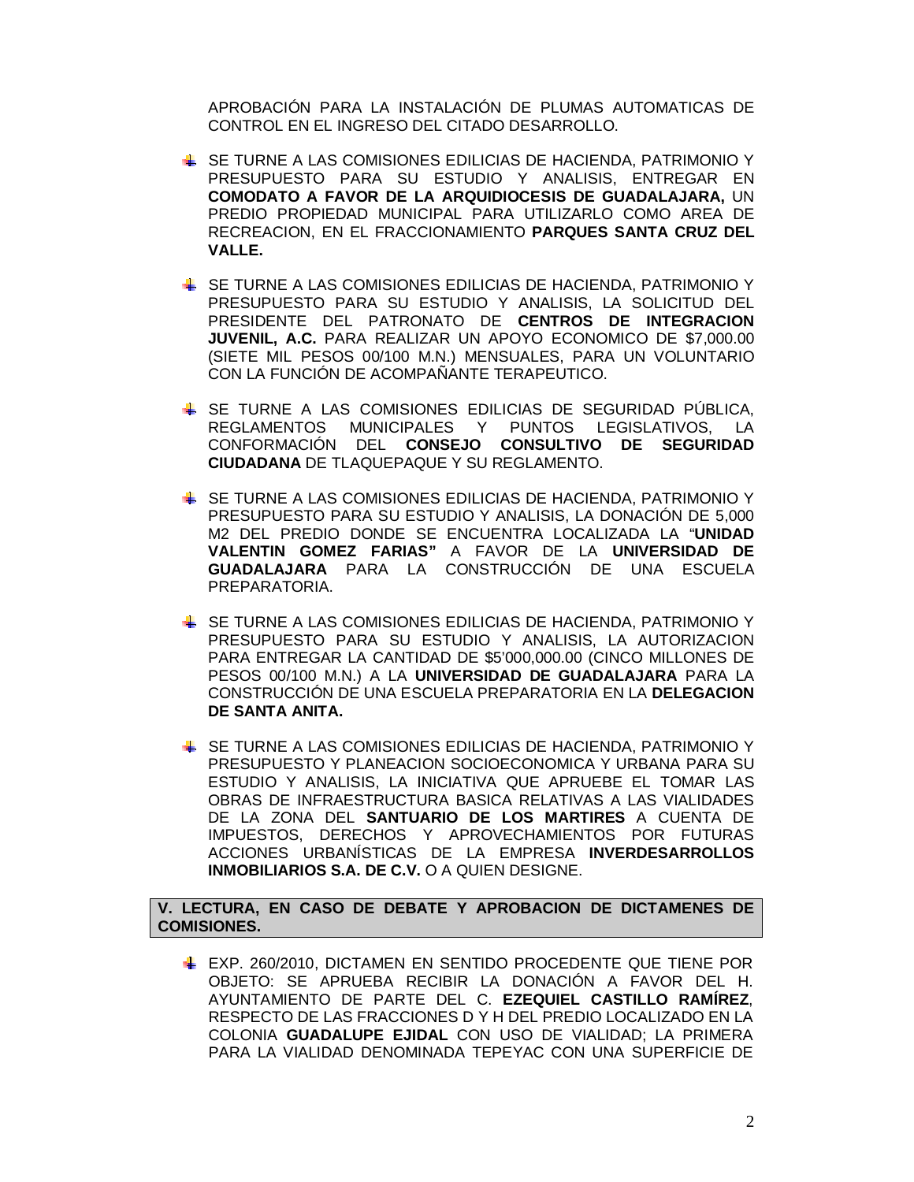APROBACIÓN PARA LA INSTALACIÓN DE PLUMAS AUTOMATICAS DE CONTROL EN EL INGRESO DEL CITADO DESARROLLO.

- SE TURNE A LAS COMISIONES EDILICIAS DE HACIENDA, PATRIMONIO Y PRESUPUESTO PARA SU ESTUDIO Y ANALISIS, ENTREGAR EN **COMODATO A FAVOR DE LA ARQUIDIOCESIS DE GUADALAJARA,** UN PREDIO PROPIEDAD MUNICIPAL PARA UTILIZARLO COMO AREA DE RECREACION, EN EL FRACCIONAMIENTO **PARQUES SANTA CRUZ DEL VALLE.**

- SE TURNE A LAS COMISIONES EDILICIAS DE HACIENDA, PATRIMONIO Y PRESUPUESTO PARA SU ESTUDIO Y ANALISIS, LA SOLICITUD DEL PRESIDENTE DEL PATRONATO DE **CENTROS DE INTEGRACION JUVENIL, A.C.** PARA REALIZAR UN APOYO ECONOMICO DE $7,000.00 (SIETE MIL PESOS 00/100 M.N.) MENSUALES, PARA UN VOLUNTARIO CON LA FUNCIÓN DE ACOMPAÑANTE TERAPEUTICO.

- SE TURNE A LAS COMISIONES EDILICIAS DE SEGURIDAD PÚBLICA, REGLAMENTOS MUNICIPALES Y PUNTOS LEGISLATIVOS, LA CONFORMACIÓN DEL **CONSEJO CONSULTIVO DE SEGURIDAD CIUDADANA** DE TLAQUEPAQUE Y SU REGLAMENTO.

- SE TURNE A LAS COMISIONES EDILICIAS DE HACIENDA, PATRIMONIO Y PRESUPUESTO PARA SU ESTUDIO Y ANALISIS, LA DONACIÓN DE 5,000 M2 DEL PREDIO DONDE SE ENCUENTRA LOCALIZADA LA "**UNIDAD VALENTIN GOMEZ FARIAS"** A FAVOR DE LA **UNIVERSIDAD DE GUADALAJARA** PARA LA CONSTRUCCIÓN DE UNA ESCUELA PREPARATORIA.

- SE TURNE A LAS COMISIONES EDILICIAS DE HACIENDA, PATRIMONIO Y PRESUPUESTO PARA SU ESTUDIO Y ANALISIS, LA AUTORIZACION PARA ENTREGAR LA CANTIDAD DE $5'000,000.00 (CINCO MILLONES DE PESOS 00/100 M.N.) A LA **UNIVERSIDAD DE GUADALAJARA** PARA LA CONSTRUCCIÓN DE UNA ESCUELA PREPARATORIA EN LA **DELEGACION DE SANTA ANITA.**

- SE TURNE A LAS COMISIONES EDILICIAS DE HACIENDA, PATRIMONIO Y PRESUPUESTO Y PLANEACION SOCIOECONOMICA Y URBANA PARA SU ESTUDIO Y ANALISIS, LA INICIATIVA QUE APRUEBE EL TOMAR LAS OBRAS DE INFRAESTRUCTURA BASICA RELATIVAS A LAS VIALIDADES DE LA ZONA DEL **SANTUARIO DE LOS MARTIRES** A CUENTA DE IMPUESTOS, DERECHOS Y APROVECHAMIENTOS POR FUTURAS ACCIONES URBANÍSTICAS DE LA EMPRESA **INVERDESARROLLOS INMOBILIARIOS S.A. DE C.V.** O A QUIEN DESIGNE.

**V. LECTURA, EN CASO DE DEBATE Y APROBACION DE DICTAMENES DE COMISIONES.**

- EXP. 260/2010, DICTAMEN EN SENTIDO PROCEDENTE QUE TIENE POR OBJETO: SE APRUEBA RECIBIR LA DONACIÓN A FAVOR DEL H. AYUNTAMIENTO DE PARTE DEL C. **EZEQUIEL CASTILLO RAMÍREZ**, RESPECTO DE LAS FRACCIONES D Y H DEL PREDIO LOCALIZADO EN LA COLONIA **GUADALUPE EJIDAL** CON USO DE VIALIDAD; LA PRIMERA PARA LA VIALIDAD DENOMINADA TEPEYAC CON UNA SUPERFICIE DE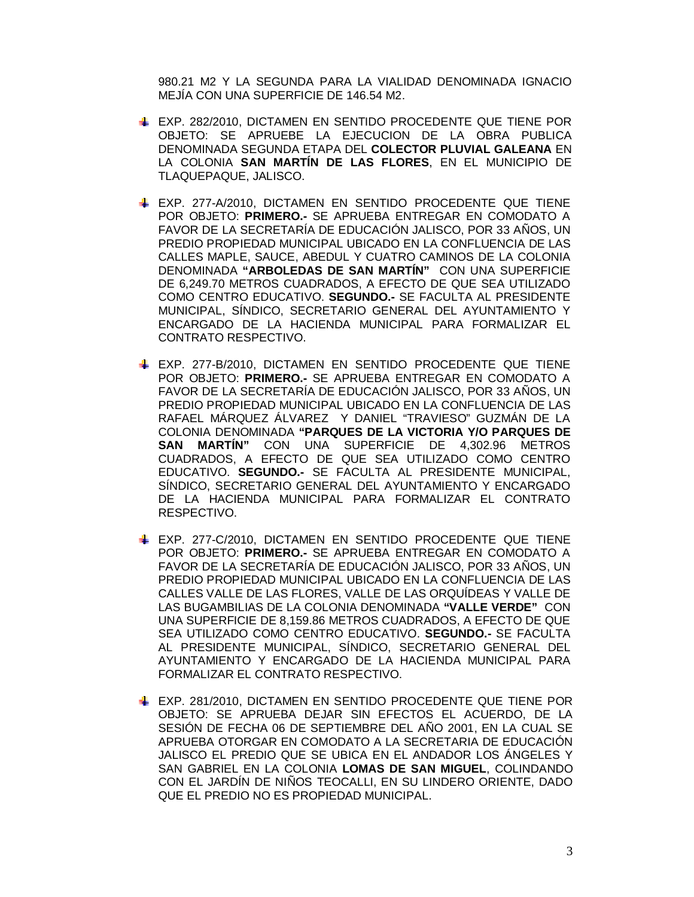980.21 M2 Y LA SEGUNDA PARA LA VIALIDAD DENOMINADA IGNACIO MEJÍA CON UNA SUPERFICIE DE 146.54 M2.

- EXP. 282/2010, DICTAMEN EN SENTIDO PROCEDENTE QUE TIENE POR OBJETO: SE APRUEBE LA EJECUCION DE LA OBRA PUBLICA DENOMINADA SEGUNDA ETAPA DEL **COLECTOR PLUVIAL GALEANA** EN LA COLONIA **SAN MARTÍN DE LAS FLORES**, EN EL MUNICIPIO DE TLAQUEPAQUE, JALISCO.

- EXP. 277-A/2010, DICTAMEN EN SENTIDO PROCEDENTE QUE TIENE POR OBJETO: **PRIMERO.-** SE APRUEBA ENTREGAR EN COMODATO A FAVOR DE LA SECRETARÍA DE EDUCACIÓN JALISCO, POR 33 AÑOS, UN PREDIO PROPIEDAD MUNICIPAL UBICADO EN LA CONFLUENCIA DE LAS CALLES MAPLE, SAUCE, ABEDUL Y CUATRO CAMINOS DE LA COLONIA DENOMINADA **"ARBOLEDAS DE SAN MARTÍN"** CON UNA SUPERFICIE DE 6,249.70 METROS CUADRADOS, A EFECTO DE QUE SEA UTILIZADO COMO CENTRO EDUCATIVO. **SEGUNDO.-** SE FACULTA AL PRESIDENTE MUNICIPAL, SÍNDICO, SECRETARIO GENERAL DEL AYUNTAMIENTO Y ENCARGADO DE LA HACIENDA MUNICIPAL PARA FORMALIZAR EL CONTRATO RESPECTIVO.

- EXP. 277-B/2010, DICTAMEN EN SENTIDO PROCEDENTE QUE TIENE POR OBJETO: **PRIMERO.-** SE APRUEBA ENTREGAR EN COMODATO A FAVOR DE LA SECRETARÍA DE EDUCACIÓN JALISCO, POR 33 AÑOS, UN PREDIO PROPIEDAD MUNICIPAL UBICADO EN LA CONFLUENCIA DE LAS RAFAEL MÁRQUEZ ÁLVAREZ Y DANIEL "TRAVIESO" GUZMÁN DE LA COLONIA DENOMINADA **"PARQUES DE LA VICTORIA Y/O PARQUES DE SAN MARTÍN"** CON UNA SUPERFICIE DE 4,302.96 METROS CUADRADOS, A EFECTO DE QUE SEA UTILIZADO COMO CENTRO EDUCATIVO. **SEGUNDO.-** SE FACULTA AL PRESIDENTE MUNICIPAL, SÍNDICO, SECRETARIO GENERAL DEL AYUNTAMIENTO Y ENCARGADO DE LA HACIENDA MUNICIPAL PARA FORMALIZAR EL CONTRATO RESPECTIVO.

- EXP. 277-C/2010, DICTAMEN EN SENTIDO PROCEDENTE QUE TIENE POR OBJETO: **PRIMERO.-** SE APRUEBA ENTREGAR EN COMODATO A FAVOR DE LA SECRETARÍA DE EDUCACIÓN JALISCO, POR 33 AÑOS, UN PREDIO PROPIEDAD MUNICIPAL UBICADO EN LA CONFLUENCIA DE LAS CALLES VALLE DE LAS FLORES, VALLE DE LAS ORQUÍDEAS Y VALLE DE LAS BUGAMBILIAS DE LA COLONIA DENOMINADA **"VALLE VERDE"** CON UNA SUPERFICIE DE 8,159.86 METROS CUADRADOS, A EFECTO DE QUE SEA UTILIZADO COMO CENTRO EDUCATIVO. **SEGUNDO.-** SE FACULTA AL PRESIDENTE MUNICIPAL, SÍNDICO, SECRETARIO GENERAL DEL AYUNTAMIENTO Y ENCARGADO DE LA HACIENDA MUNICIPAL PARA FORMALIZAR EL CONTRATO RESPECTIVO.

- EXP. 281/2010, DICTAMEN EN SENTIDO PROCEDENTE QUE TIENE POR OBJETO: SE APRUEBA DEJAR SIN EFECTOS EL ACUERDO, DE LA SESIÓN DE FECHA 06 DE SEPTIEMBRE DEL AÑO 2001, EN LA CUAL SE APRUEBA OTORGAR EN COMODATO A LA SECRETARIA DE EDUCACIÓN JALISCO EL PREDIO QUE SE UBICA EN EL ANDADOR LOS ÁNGELES Y SAN GABRIEL EN LA COLONIA **LOMAS DE SAN MIGUEL**, COLINDANDO CON EL JARDÍN DE NIÑOS TEOCALLI, EN SU LINDERO ORIENTE, DADO QUE EL PREDIO NO ES PROPIEDAD MUNICIPAL.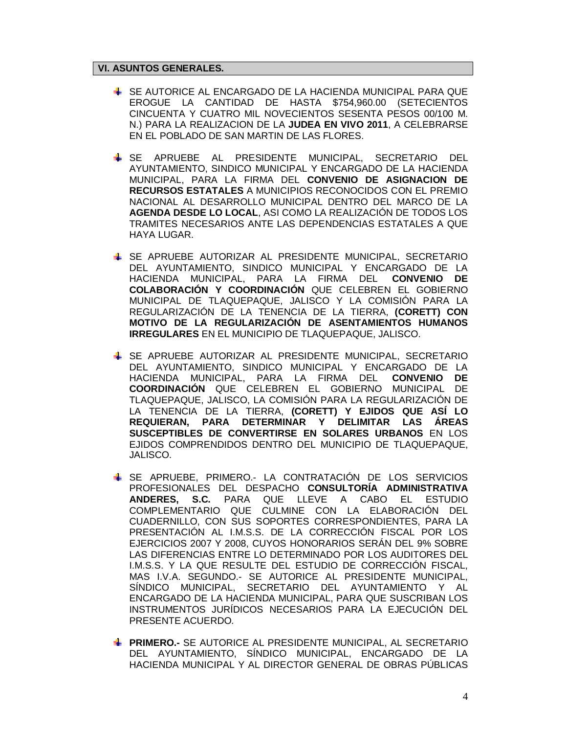## VI. ASUNTOS GENERALES.

- SE AUTORICE AL ENCARGADO DE LA HACIENDA MUNICIPAL PARA QUE EROGUE LA CANTIDAD DE HASTA $754,960.00 (SETECIENTOS CINCUENTA Y CUATRO MIL NOVECIENTOS SESENTA PESOS 00/100 M. N.) PARA LA REALIZACION DE LA **JUDEA EN VIVO 2011**, A CELEBRARSE EN EL POBLADO DE SAN MARTIN DE LAS FLORES.

- SE APRUEBE AL PRESIDENTE MUNICIPAL, SECRETARIO DEL AYUNTAMIENTO, SINDICO MUNICIPAL Y ENCARGADO DE LA HACIENDA MUNICIPAL, PARA LA FIRMA DEL **CONVENIO DE ASIGNACION DE RECURSOS ESTATALES** A MUNICIPIOS RECONOCIDOS CON EL PREMIO NACIONAL AL DESARROLLO MUNICIPAL DENTRO DEL MARCO DE LA **AGENDA DESDE LO LOCAL**, ASI COMO LA REALIZACIÓN DE TODOS LOS TRAMITES NECESARIOS ANTE LAS DEPENDENCIAS ESTATALES A QUE HAYA LUGAR.

- SE APRUEBE AUTORIZAR AL PRESIDENTE MUNICIPAL, SECRETARIO DEL AYUNTAMIENTO, SINDICO MUNICIPAL Y ENCARGADO DE LA HACIENDA MUNICIPAL, PARA LA FIRMA DEL **CONVENIO DE COLABORACIÓN Y COORDINACIÓN** QUE CELEBREN EL GOBIERNO MUNICIPAL DE TLAQUEPAQUE, JALISCO Y LA COMISIÓN PARA LA REGULARIZACIÓN DE LA TENENCIA DE LA TIERRA, **(CORETT) CON MOTIVO DE LA REGULARIZACIÓN DE ASENTAMIENTOS HUMANOS IRREGULARES** EN EL MUNICIPIO DE TLAQUEPAQUE, JALISCO.

- SE APRUEBE AUTORIZAR AL PRESIDENTE MUNICIPAL, SECRETARIO DEL AYUNTAMIENTO, SINDICO MUNICIPAL Y ENCARGADO DE LA HACIENDA MUNICIPAL, PARA LA FIRMA DEL **CONVENIO DE COORDINACIÓN** QUE CELEBREN EL GOBIERNO MUNICIPAL DE TLAQUEPAQUE, JALISCO, LA COMISIÓN PARA LA REGULARIZACIÓN DE LA TENENCIA DE LA TIERRA, **(CORETT) Y EJIDOS QUE ASÍ LO REQUIERAN, PARA DETERMINAR Y DELIMITAR LAS ÁREAS SUSCEPTIBLES DE CONVERTIRSE EN SOLARES URBANOS** EN LOS EJIDOS COMPRENDIDOS DENTRO DEL MUNICIPIO DE TLAQUEPAQUE, JALISCO.

- SE APRUEBE, PRIMERO.- LA CONTRATACIÓN DE LOS SERVICIOS PROFESIONALES DEL DESPACHO **CONSULTORÍA ADMINISTRATIVA ANDERES, S.C.** PARA QUE LLEVE A CABO EL ESTUDIO COMPLEMENTARIO QUE CULMINE CON LA ELABORACIÓN DEL CUADERNILLO, CON SUS SOPORTES CORRESPONDIENTES, PARA LA PRESENTACIÓN AL I.M.S.S. DE LA CORRECCIÓN FISCAL POR LOS EJERCICIOS 2007 Y 2008, CUYOS HONORARIOS SERÁN DEL 9% SOBRE LAS DIFERENCIAS ENTRE LO DETERMINADO POR LOS AUDITORES DEL I.M.S.S. Y LA QUE RESULTE DEL ESTUDIO DE CORRECCIÓN FISCAL, MAS I.V.A. SEGUNDO.- SE AUTORICE AL PRESIDENTE MUNICIPAL, SÍNDICO MUNICIPAL, SECRETARIO DEL AYUNTAMIENTO Y AL ENCARGADO DE LA HACIENDA MUNICIPAL, PARA QUE SUSCRIBAN LOS INSTRUMENTOS JURÍDICOS NECESARIOS PARA LA EJECUCIÓN DEL PRESENTE ACUERDO.

- **PRIMERO.-** SE AUTORICE AL PRESIDENTE MUNICIPAL, AL SECRETARIO DEL AYUNTAMIENTO, SÍNDICO MUNICIPAL, ENCARGADO DE LA HACIENDA MUNICIPAL Y AL DIRECTOR GENERAL DE OBRAS PÚBLICAS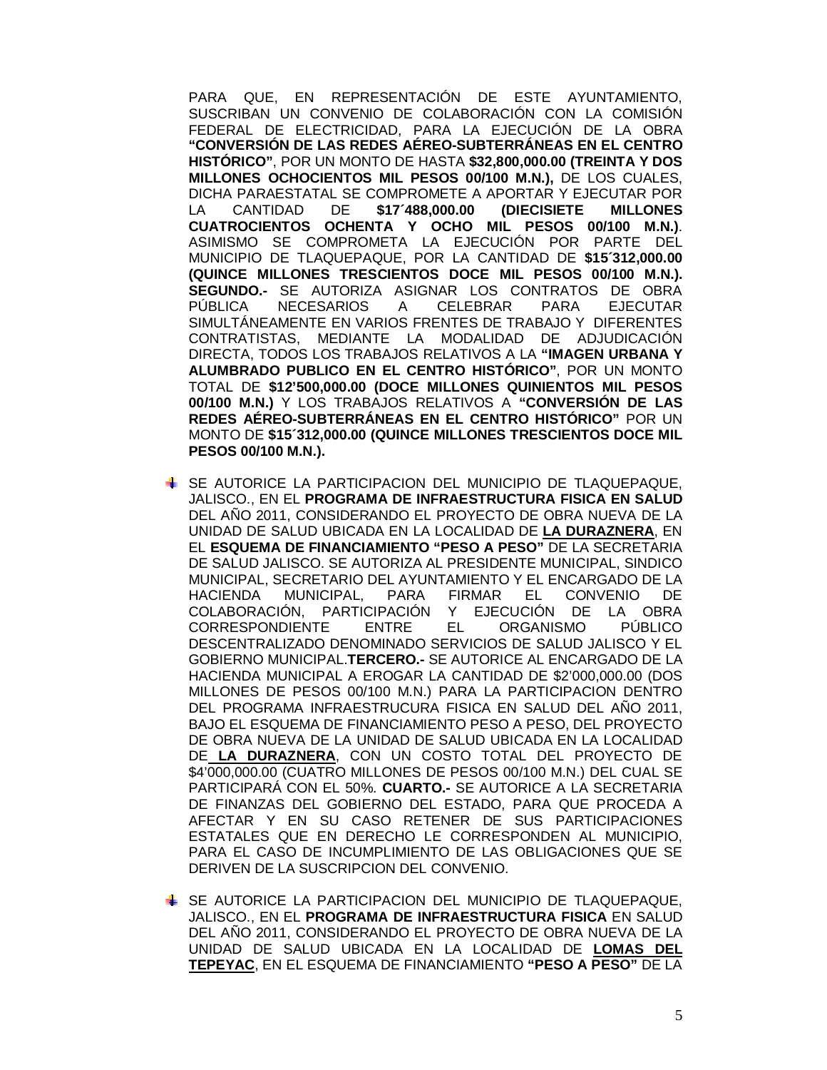PARA QUE, EN REPRESENTACIÓN DE ESTE AYUNTAMIENTO, SUSCRIBAN UN CONVENIO DE COLABORACIÓN CON LA COMISIÓN FEDERAL DE ELECTRICIDAD, PARA LA EJECUCIÓN DE LA OBRA **"CONVERSIÓN DE LAS REDES AÉREO-SUBTERRÁNEAS EN EL CENTRO HISTÓRICO"**, POR UN MONTO DE HASTA **$32,800,000.00 (TREINTA Y DOS MILLONES OCHOCIENTOS MIL PESOS 00/100 M.N.),** DE LOS CUALES, DICHA PARAESTATAL SE COMPROMETE A APORTAR Y EJECUTAR POR LA CANTIDAD DE **$17´488,000.00 (DIECISIETE MILLONES CUATROCIENTOS OCHENTA Y OCHO MIL PESOS 00/100 M.N.)**. ASIMISMO SE COMPROMETA LA EJECUCIÓN POR PARTE DEL MUNICIPIO DE TLAQUEPAQUE, POR LA CANTIDAD DE **$15´312,000.00 (QUINCE MILLONES TRESCIENTOS DOCE MIL PESOS 00/100 M.N.). SEGUNDO.-** SE AUTORIZA ASIGNAR LOS CONTRATOS DE OBRA PÚBLICA NECESARIOS A CELEBRAR PARA EJECUTAR SIMULTÁNEAMENTE EN VARIOS FRENTES DE TRABAJO Y DIFERENTES CONTRATISTAS, MEDIANTE LA MODALIDAD DE ADJUDICACIÓN DIRECTA, TODOS LOS TRABAJOS RELATIVOS A LA **"IMAGEN URBANA Y ALUMBRADO PUBLICO EN EL CENTRO HISTÓRICO"**, POR UN MONTO TOTAL DE **$12'500,000.00 (DOCE MILLONES QUINIENTOS MIL PESOS 00/100 M.N.)** Y LOS TRABAJOS RELATIVOS A **"CONVERSIÓN DE LAS REDES AÉREO-SUBTERRÁNEAS EN EL CENTRO HISTÓRICO"** POR UN MONTO DE **$15´312,000.00 (QUINCE MILLONES TRESCIENTOS DOCE MIL PESOS 00/100 M.N.).**

- SE AUTORICE LA PARTICIPACION DEL MUNICIPIO DE TLAQUEPAQUE, JALISCO., EN EL **PROGRAMA DE INFRAESTRUCTURA FISICA EN SALUD** DEL AÑO 2011, CONSIDERANDO EL PROYECTO DE OBRA NUEVA DE LA UNIDAD DE SALUD UBICADA EN LA LOCALIDAD DE **LA DURAZNERA**, EN EL **ESQUEMA DE FINANCIAMIENTO "PESO A PESO"** DE LA SECRETARIA DE SALUD JALISCO. SE AUTORIZA AL PRESIDENTE MUNICIPAL, SINDICO MUNICIPAL, SECRETARIO DEL AYUNTAMIENTO Y EL ENCARGADO DE LA HACIENDA MUNICIPAL, PARA FIRMAR EL CONVENIO DE COLABORACIÓN, PARTICIPACIÓN Y EJECUCIÓN DE LA OBRA CORRESPONDIENTE ENTRE EL ORGANISMO PÚBLICO DESCENTRALIZADO DENOMINADO SERVICIOS DE SALUD JALISCO Y EL GOBIERNO MUNICIPAL.**TERCERO.-** SE AUTORICE AL ENCARGADO DE LA HACIENDA MUNICIPAL A EROGAR LA CANTIDAD DE $2'000,000.00 (DOS MILLONES DE PESOS 00/100 M.N.) PARA LA PARTICIPACION DENTRO DEL PROGRAMA INFRAESTRUCURA FISICA EN SALUD DEL AÑO 2011, BAJO EL ESQUEMA DE FINANCIAMIENTO PESO A PESO, DEL PROYECTO DE OBRA NUEVA DE LA UNIDAD DE SALUD UBICADA EN LA LOCALIDAD DE **LA DURAZNERA**, CON UN COSTO TOTAL DEL PROYECTO DE $4'000,000.00 (CUATRO MILLONES DE PESOS 00/100 M.N.) DEL CUAL SE PARTICIPARÁ CON EL 50%. **CUARTO.-** SE AUTORICE A LA SECRETARIA DE FINANZAS DEL GOBIERNO DEL ESTADO, PARA QUE PROCEDA A AFECTAR Y EN SU CASO RETENER DE SUS PARTICIPACIONES ESTATALES QUE EN DERECHO LE CORRESPONDEN AL MUNICIPIO, PARA EL CASO DE INCUMPLIMIENTO DE LAS OBLIGACIONES QUE SE DERIVEN DE LA SUSCRIPCION DEL CONVENIO.

- SE AUTORICE LA PARTICIPACION DEL MUNICIPIO DE TLAQUEPAQUE, JALISCO., EN EL **PROGRAMA DE INFRAESTRUCTURA FISICA** EN SALUD DEL AÑO 2011, CONSIDERANDO EL PROYECTO DE OBRA NUEVA DE LA UNIDAD DE SALUD UBICADA EN LA LOCALIDAD DE **LOMAS DEL TEPEYAC**, EN EL ESQUEMA DE FINANCIAMIENTO **"PESO A PESO"** DE LA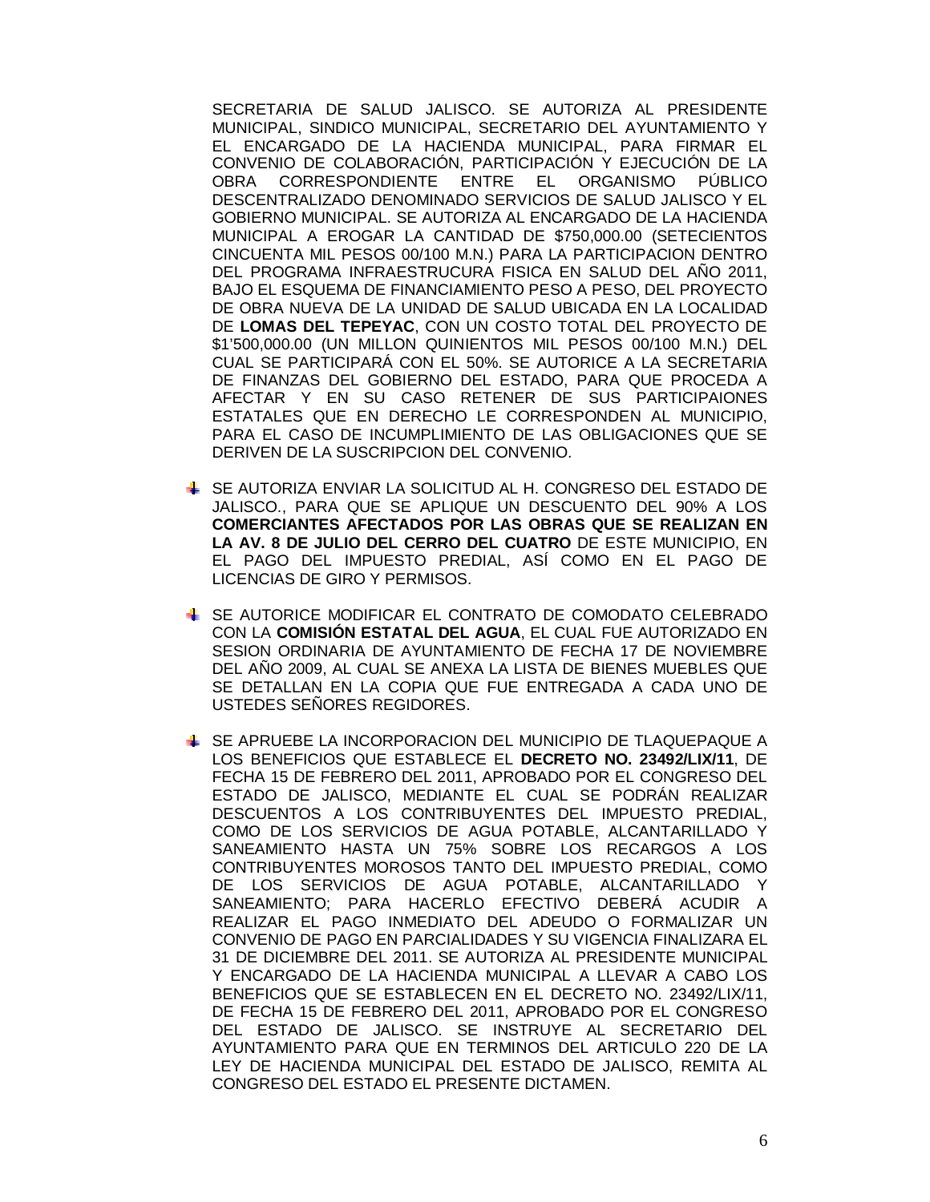SECRETARIA DE SALUD JALISCO. SE AUTORIZA AL PRESIDENTE MUNICIPAL, SINDICO MUNICIPAL, SECRETARIO DEL AYUNTAMIENTO Y EL ENCARGADO DE LA HACIENDA MUNICIPAL, PARA FIRMAR EL CONVENIO DE COLABORACIÓN, PARTICIPACIÓN Y EJECUCIÓN DE LA OBRA CORRESPONDIENTE ENTRE EL ORGANISMO PÚBLICO DESCENTRALIZADO DENOMINADO SERVICIOS DE SALUD JALISCO Y EL GOBIERNO MUNICIPAL. SE AUTORIZA AL ENCARGADO DE LA HACIENDA MUNICIPAL A EROGAR LA CANTIDAD DE $750,000.00 (SETECIENTOS CINCUENTA MIL PESOS 00/100 M.N.) PARA LA PARTICIPACION DENTRO DEL PROGRAMA INFRAESTRUCURA FISICA EN SALUD DEL AÑO 2011, BAJO EL ESQUEMA DE FINANCIAMIENTO PESO A PESO, DEL PROYECTO DE OBRA NUEVA DE LA UNIDAD DE SALUD UBICADA EN LA LOCALIDAD DE **LOMAS DEL TEPEYAC**, CON UN COSTO TOTAL DEL PROYECTO DE $1'500,000.00 (UN MILLON QUINIENTOS MIL PESOS 00/100 M.N.) DEL CUAL SE PARTICIPARÁ CON EL 50%. SE AUTORICE A LA SECRETARIA DE FINANZAS DEL GOBIERNO DEL ESTADO, PARA QUE PROCEDA A AFECTAR Y EN SU CASO RETENER DE SUS PARTICIPAIONES ESTATALES QUE EN DERECHO LE CORRESPONDEN AL MUNICIPIO, PARA EL CASO DE INCUMPLIMIENTO DE LAS OBLIGACIONES QUE SE DERIVEN DE LA SUSCRIPCION DEL CONVENIO.

- SE AUTORIZA ENVIAR LA SOLICITUD AL H. CONGRESO DEL ESTADO DE JALISCO., PARA QUE SE APLIQUE UN DESCUENTO DEL 90% A LOS **COMERCIANTES AFECTADOS POR LAS OBRAS QUE SE REALIZAN EN LA AV. 8 DE JULIO DEL CERRO DEL CUATRO** DE ESTE MUNICIPIO, EN EL PAGO DEL IMPUESTO PREDIAL, ASÍ COMO EN EL PAGO DE LICENCIAS DE GIRO Y PERMISOS.

- SE AUTORICE MODIFICAR EL CONTRATO DE COMODATO CELEBRADO CON LA **COMISIÓN ESTATAL DEL AGUA**, EL CUAL FUE AUTORIZADO EN SESION ORDINARIA DE AYUNTAMIENTO DE FECHA 17 DE NOVIEMBRE DEL AÑO 2009, AL CUAL SE ANEXA LA LISTA DE BIENES MUEBLES QUE SE DETALLAN EN LA COPIA QUE FUE ENTREGADA A CADA UNO DE USTEDES SEÑORES REGIDORES.

- SE APRUEBE LA INCORPORACION DEL MUNICIPIO DE TLAQUEPAQUE A LOS BENEFICIOS QUE ESTABLECE EL **DECRETO NO. 23492/LIX/11**, DE FECHA 15 DE FEBRERO DEL 2011, APROBADO POR EL CONGRESO DEL ESTADO DE JALISCO, MEDIANTE EL CUAL SE PODRÁN REALIZAR DESCUENTOS A LOS CONTRIBUYENTES DEL IMPUESTO PREDIAL, COMO DE LOS SERVICIOS DE AGUA POTABLE, ALCANTARILLADO Y SANEAMIENTO HASTA UN 75% SOBRE LOS RECARGOS A LOS CONTRIBUYENTES MOROSOS TANTO DEL IMPUESTO PREDIAL, COMO DE LOS SERVICIOS DE AGUA POTABLE, ALCANTARILLADO Y SANEAMIENTO; PARA HACERLO EFECTIVO DEBERÁ ACUDIR A REALIZAR EL PAGO INMEDIATO DEL ADEUDO O FORMALIZAR UN CONVENIO DE PAGO EN PARCIALIDADES Y SU VIGENCIA FINALIZARA EL 31 DE DICIEMBRE DEL 2011. SE AUTORIZA AL PRESIDENTE MUNICIPAL Y ENCARGADO DE LA HACIENDA MUNICIPAL A LLEVAR A CABO LOS BENEFICIOS QUE SE ESTABLECEN EN EL DECRETO NO. 23492/LIX/11, DE FECHA 15 DE FEBRERO DEL 2011, APROBADO POR EL CONGRESO DEL ESTADO DE JALISCO. SE INSTRUYE AL SECRETARIO DEL AYUNTAMIENTO PARA QUE EN TERMINOS DEL ARTICULO 220 DE LA LEY DE HACIENDA MUNICIPAL DEL ESTADO DE JALISCO, REMITA AL CONGRESO DEL ESTADO EL PRESENTE DICTAMEN.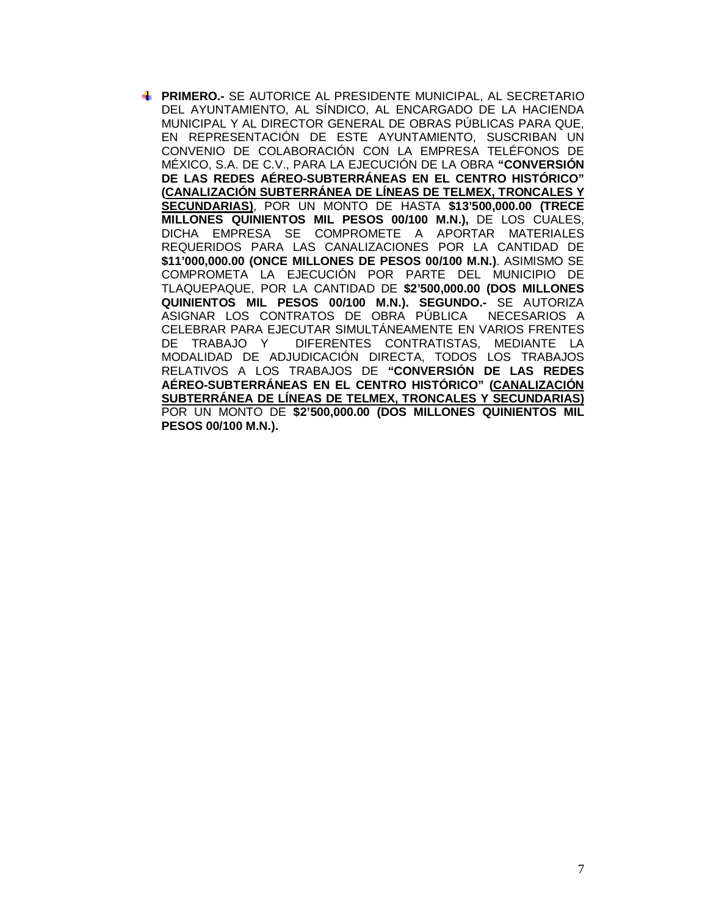- **PRIMERO.-** SE AUTORICE AL PRESIDENTE MUNICIPAL, AL SECRETARIO DEL AYUNTAMIENTO, AL SÍNDICO, AL ENCARGADO DE LA HACIENDA MUNICIPAL Y AL DIRECTOR GENERAL DE OBRAS PÚBLICAS PARA QUE, EN REPRESENTACIÓN DE ESTE AYUNTAMIENTO, SUSCRIBAN UN CONVENIO DE COLABORACIÓN CON LA EMPRESA TELÉFONOS DE MÉXICO, S.A. DE C.V., PARA LA EJECUCIÓN DE LA OBRA **"CONVERSIÓN DE LAS REDES AÉREO-SUBTERRÁNEAS EN EL CENTRO HISTÓRICO" <u>(CANALIZACIÓN SUBTERRÁNEA DE LÍNEAS DE TELMEX, TRONCALES Y SECUNDARIAS)</u>**, POR UN MONTO DE HASTA **$13'500,000.00 (TRECE MILLONES QUINIENTOS MIL PESOS 00/100 M.N.),** DE LOS CUALES, DICHA EMPRESA SE COMPROMETE A APORTAR MATERIALES REQUERIDOS PARA LAS CANALIZACIONES POR LA CANTIDAD DE **$11'000,000.00 (ONCE MILLONES DE PESOS 00/100 M.N.)**. ASIMISMO SE COMPROMETA LA EJECUCIÓN POR PARTE DEL MUNICIPIO DE TLAQUEPAQUE, POR LA CANTIDAD DE **$2'500,000.00 (DOS MILLONES QUINIENTOS MIL PESOS 00/100 M.N.). SEGUNDO.-** SE AUTORIZA ASIGNAR LOS CONTRATOS DE OBRA PÚBLICA NECESARIOS A CELEBRAR PARA EJECUTAR SIMULTÁNEAMENTE EN VARIOS FRENTES DE TRABAJO Y DIFERENTES CONTRATISTAS, MEDIANTE LA MODALIDAD DE ADJUDICACIÓN DIRECTA, TODOS LOS TRABAJOS RELATIVOS A LOS TRABAJOS DE **"CONVERSIÓN DE LAS REDES AÉREO-SUBTERRÁNEAS EN EL CENTRO HISTÓRICO" <u>(CANALIZACIÓN SUBTERRÁNEA DE LÍNEAS DE TELMEX, TRONCALES Y SECUNDARIAS)</u>** POR UN MONTO DE **$2'500,000.00 (DOS MILLONES QUINIENTOS MIL PESOS 00/100 M.N.).**